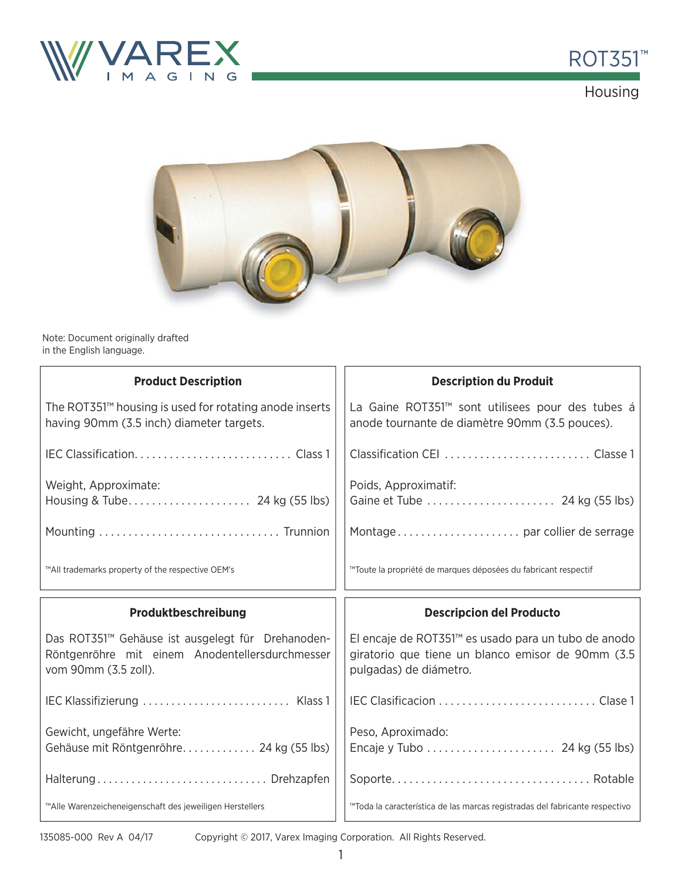# ROT351™

## Housing

Note: Document originally drafted in the English language.

### Product Description

The ROT351™ housing is used for rotating anode inserts having 90mm (3.5 inch) diameter targets.

IEC Classification........................... Class 1

Weight, Approximate:
Housing & Tube..................... 24 kg (55 lbs)

Mounting ............................... Trunnion

™All trademarks property of the respective OEM's

### Description du Produit

La Gaine ROT351™ sont utilisees pour des tubes á anode tournante de diamètre 90mm (3.5 pouces).

Classification CEI ......................... Classe 1

Poids, Approximatif:
Gaine et Tube ...................... 24 kg (55 lbs)

Montage..................... par collier de serrage

™Toute la propriété de marques déposées du fabricant respectif

### Produktbeschreibung

Das ROT351™ Gehäuse ist ausgelegt für Drehanoden-Röntgenröhre mit einem Anodentellersdurchmesser vom 90mm (3.5 zoll).

IEC Klassifizierung .......................... Klass 1

Gewicht, ungefähre Werte:
Gehäuse mit Röntgenröhre............. 24 kg (55 lbs)

Halterung............................. Drehzapfen

™Alle Warenzeicheneigenschaft des jeweiligen Herstellers

### Descripcion del Producto

El encaje de ROT351™ es usado para un tubo de anodo giratorio que tiene un blanco emisor de 90mm (3.5 pulgadas) de diámetro.

IEC Clasificacion ........................... Clase 1

Peso, Aproximado:
Encaje y Tubo ...................... 24 kg (55 lbs)

Soporte................................. Rotable

™Toda la característica de las marcas registradas del fabricante respectivo

135085-000 Rev A 04/17 Copyright © 2017, Varex Imaging Corporation. All Rights Reserved.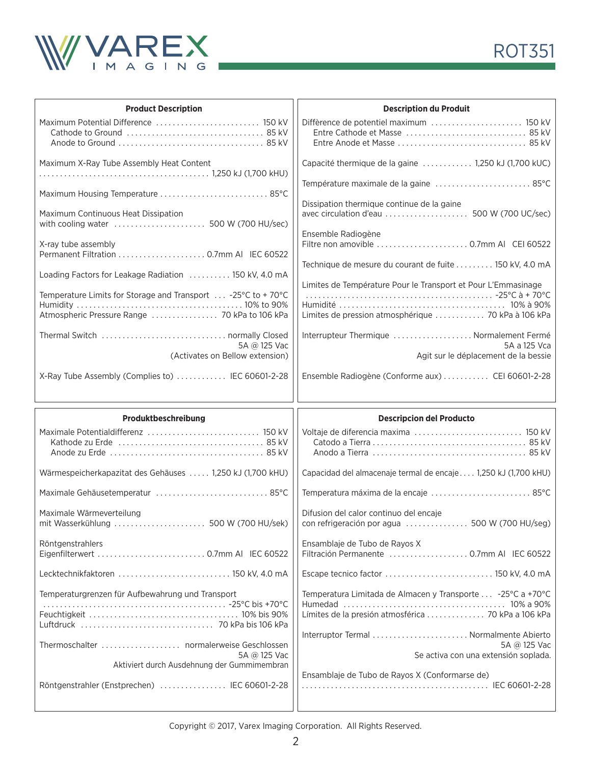## Product Description

Maximum Potential Difference ......................... 150 kV
Cathode to Ground ................................ 85 kV
Anode to Ground .................................. 85 kV

Maximum X-Ray Tube Assembly Heat Content ......................................... 1,250 kJ (1,700 kHU)

Maximum Housing Temperature .......................... 85°C

Maximum Continuous Heat Dissipation with cooling water ...................... 500 W (700 HU/sec)

X-ray tube assembly Permanent Filtration ..................... 0.7mm Al IEC 60522

Loading Factors for Leakage Radiation .......... 150 kV, 4.0 mA

Temperature Limits for Storage and Transport ... -25°C to + 70°C
Humidity ....................................... 10% to 90%
Atmospheric Pressure Range ................ 70 kPa to 106 kPa

Thermal Switch .............................. normally Closed
5A @ 125 Vac
(Activates on Bellow extension)

X-Ray Tube Assembly (Complies to) ............ IEC 60601-2-28

## Description du Produit

Diffèrence de potentiel maximum ...................... 150 kV
Entre Cathode et Masse ............................. 85 kV
Entre Anode et Masse ............................... 85 kV

Capacité thermique de la gaine ............ 1,250 kJ (1,700 kUC)

Température maximale de la gaine ....................... 85°C

Dissipation thermique continue de la gaine avec circulation d'eau .................... 500 W (700 UC/sec)

Ensemble Radiogène Filtre non amovible ...................... 0.7mm Al CEI 60522

Technique de mesure du courant de fuite ......... 150 kV, 4.0 mA

Limites de Température Pour le Transport et Pour L'Emmasinage ............................................. -25°C à + 70°C
Humidité ....................................... 10% à 90%
Limites de pression atmosphérique ............ 70 kPa à 106 kPa

Interrupteur Thermique ................... Normalement Fermé
5A a 125 Vca
Agit sur le déplacement de la bessie

Ensemble Radiogène (Conforme aux) ........... CEI 60601-2-28

## Produktbeschreibung

Maximale Potentialdifferenz ........................... 150 kV
Kathode zu Erde .................................. 85 kV
Anode zu Erde .................................... 85 kV

Wärmespeicherkapazitat des Gehäuses ..... 1,250 kJ (1,700 kHU)

Maximale Gehäusetemperatur ........................... 85°C

Maximale Wärmeverteilung mit Wasserkühlung ...................... 500 W (700 HU/sek)

Röntgenstrahlers Eigenfilterwert .......................... 0.7mm Al IEC 60522

Lecktechnikfaktoren ........................... 150 kV, 4.0 mA

Temperaturgrenzen für Aufbewahrung und Transport ............................................ -25°C bis +70°C
Feuchtigkeit ................................... 10% bis 90%
Luftdruck ............................... 70 kPa bis 106 kPa

Thermoschalter .................. normalerweise Geschlossen
5A @ 125 Vac
Aktiviert durch Ausdehnung der Gummimembran

Röntgenstrahler (Enstprechen) ................ IEC 60601-2-28

## Descripcion del Producto

Voltaje de diferencia maxima .......................... 150 kV
Catodo a Tierra ..................................... 85 kV
Anodo a Tierra ...................................... 85 kV

Capacidad del almacenaje termal de encaje .... 1,250 kJ (1,700 kHU)

Temperatura máxima de la encaje ........................ 85°C

Difusion del calor continuo del encaje con refrigeración por agua ............... 500 W (700 HU/seg)

Ensamblaje de Tubo de Rayos X Filtración Permanente ................... 0.7mm Al IEC 60522

Escape tecnico factor .......................... 150 kV, 4.0 mA

Temperatura Limitada de Almacen y Transporte ... -25°C a +70°C
Humedad ...................................... 10% a 90%
Límites de la presión atmosférica .............. 70 kPa a 106 kPa

Interruptor Termal ....................... Normalmente Abierto
5A @ 125 Vac
Se activa con una extensión soplada.

Ensamblaje de Tubo de Rayos X (Conformarse de) ............................................ IEC 60601-2-28

Copyright © 2017, Varex Imaging Corporation. All Rights Reserved.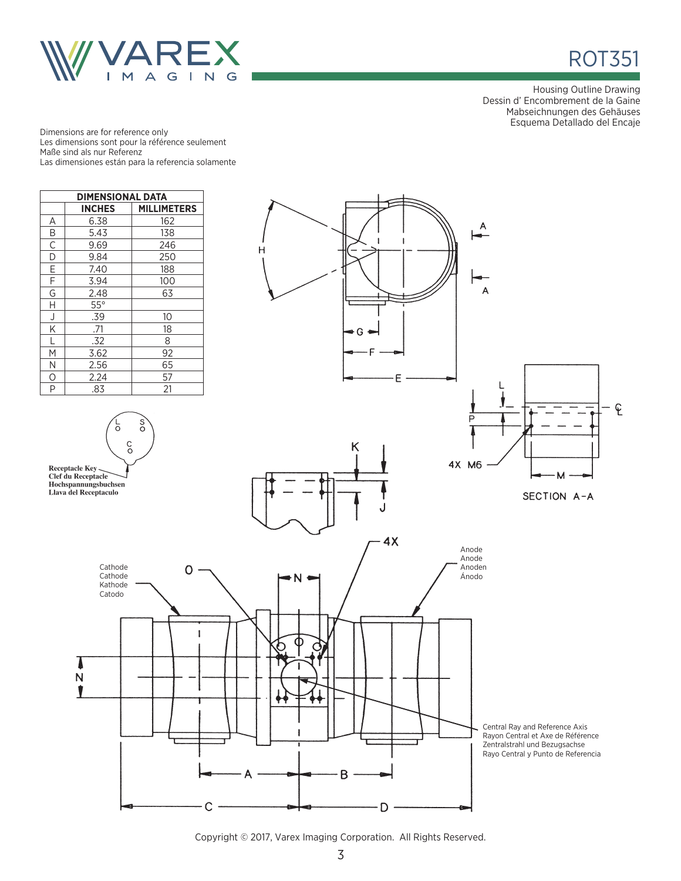# ROT351

Housing Outline Drawing
Dessin d' Encombrement de la Gaine
Mabseichnungen des Gehäuses
Esquema Detallado del Encaje

Dimensions are for reference only
Les dimensions sont pour la référence seulement
Maße sind als nur Referenz
Las dimensiones están para la referencia solamente

| DIMENSIONAL DATA | | |
|---|---|---|
| | INCHES | MILLIMETERS |
| A | 6.38 | 162 |
| B | 5.43 | 138 |
| C | 9.69 | 246 |
| D | 9.84 | 250 |
| E | 7.40 | 188 |
| F | 3.94 | 100 |
| G | 2.48 | 63 |
| H | 55° | |
| J | .39 | 10 |
| K | .71 | 18 |
| L | .32 | 8 |
| M | 3.62 | 92 |
| N | 2.56 | 65 |
| O | 2.24 | 57 |
| P | .83 | 21 |

Receptacle Key
Clef du Receptacle
Hochspannungsbuchsen
Llava del Receptaculo

4X M6

SECTION A-A

4X

Cathode
Cathode
Kathode
Catodo

Anode
Anode
Anoden
Ánodo

Central Ray and Reference Axis
Rayon Central et Axe de Référence
Zentralstrahl und Bezugsachse
Rayo Central y Punto de Referencia

Copyright © 2017, Varex Imaging Corporation. All Rights Reserved.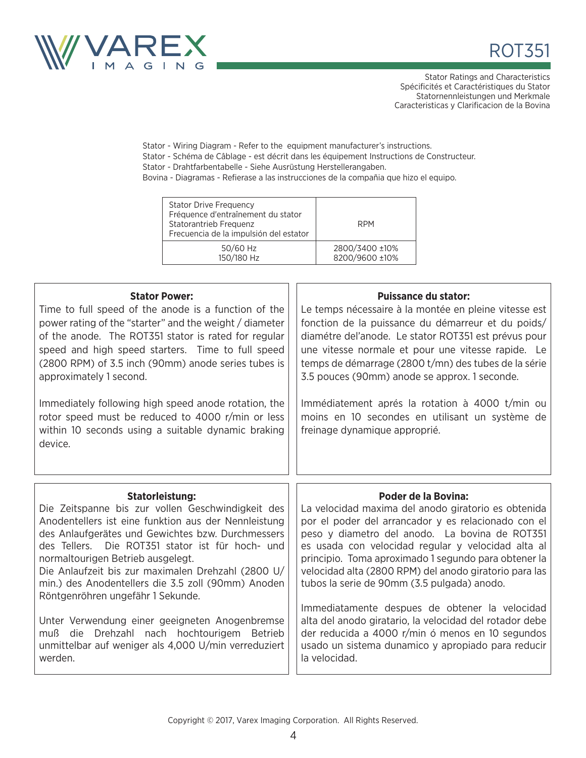# ROT351

Stator Ratings and Characteristics
Spécificités et Caractéristiques du Stator
Statornennleistungen und Merkmale
Caracteristicas y Clarificacion de la Bovina

Stator - Wiring Diagram - Refer to the equipment manufacturer's instructions.
Stator - Schéma de Câblage - est décrit dans les équipement Instructions de Constructeur.
Stator - Drahtfarbentabelle - Siehe Ausrüstung Herstellerangaben.
Bovina - Diagramas - Refierase a las instrucciones de la compañia que hizo el equipo.

| Stator Drive Frequency<br>Fréquence d'entraînement du stator<br>Statorantrieb Frequenz<br>Frecuencia de la impulsión del estator | RPM |
|---|---|
| 50/60 Hz<br>150/180 Hz | 2800/3400 ±10%<br>8200/9600 ±10% |

**Stator Power:**

Time to full speed of the anode is a function of the power rating of the "starter" and the weight / diameter of the anode. The ROT351 stator is rated for regular speed and high speed starters. Time to full speed (2800 RPM) of 3.5 inch (90mm) anode series tubes is approximately 1 second.

Immediately following high speed anode rotation, the rotor speed must be reduced to 4000 r/min or less within 10 seconds using a suitable dynamic braking device.

**Puissance du stator:**

Le temps nécessaire à la montée en pleine vitesse est fonction de la puissance du démarreur et du poids/ diamétre del'anode. Le stator ROT351 est prévus pour une vitesse normale et pour une vitesse rapide. Le temps de démarrage (2800 t/mn) des tubes de la série 3.5 pouces (90mm) anode se approx. 1 seconde.

Immédiatement aprés la rotation à 4000 t/min ou moins en 10 secondes en utilisant un système de freinage dynamique approprié.

**Statorleistung:**

Die Zeitspanne bis zur vollen Geschwindigkeit des Anodentellers ist eine funktion aus der Nennleistung des Anlaufgerätes und Gewichtes bzw. Durchmessers des Tellers. Die ROT351 stator ist für hoch- und normaltourigen Betrieb ausgelegt.
Die Anlaufzeit bis zur maximalen Drehzahl (2800 U/ min.) des Anodentellers die 3.5 zoll (90mm) Anoden Röntgenröhren ungefähr 1 Sekunde.

Unter Verwendung einer geeigneten Anogenbremse muß die Drehzahl nach hochtourigem Betrieb unmittelbar auf weniger als 4,000 U/min verreduziert werden.

**Poder de la Bovina:**

La velocidad maxima del anodo giratorio es obtenida por el poder del arrancador y es relacionado con el peso y diametro del anodo. La bovina de ROT351 es usada con velocidad regular y velocidad alta al principio. Toma aproximado 1 segundo para obtener la velocidad alta (2800 RPM) del anodo giratorio para las tubos la serie de 90mm (3.5 pulgada) anodo.

Immediatamente despues de obtener la velocidad alta del anodo giratario, la velocidad del rotador debe der reducida a 4000 r/min ó menos en 10 segundos usado un sistema dunamico y apropiado para reducir la velocidad.

Copyright © 2017, Varex Imaging Corporation. All Rights Reserved.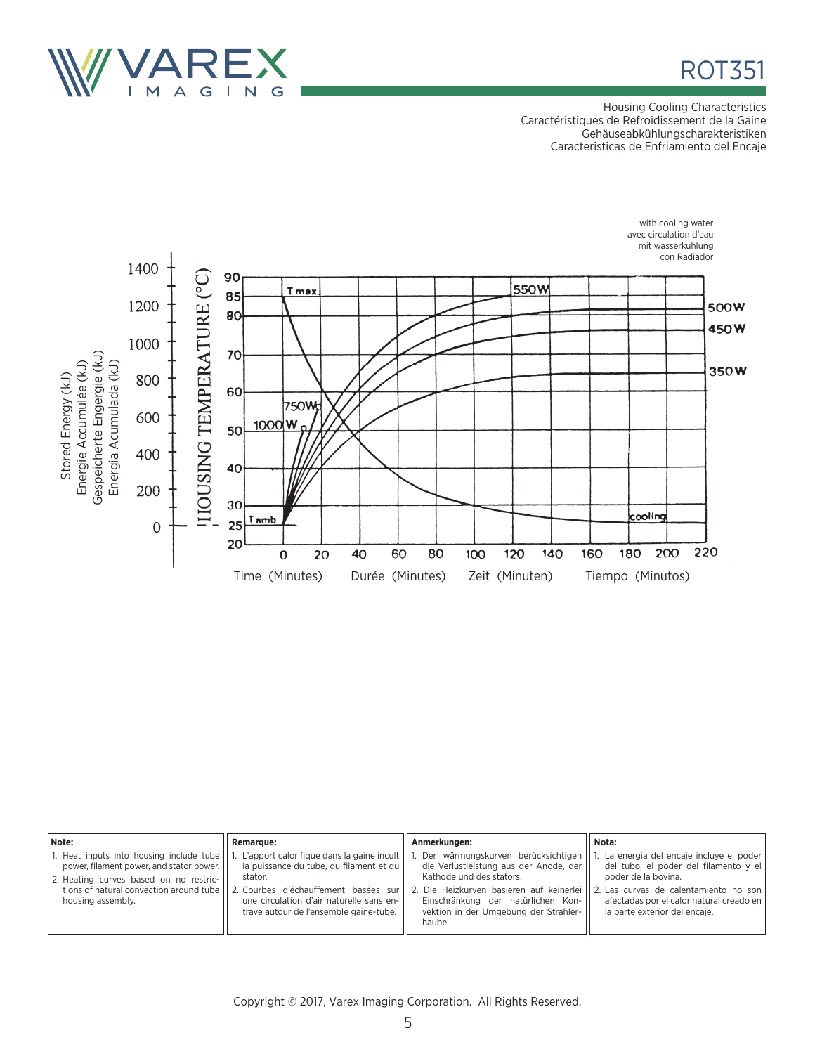# ROT351

Housing Cooling Characteristics
Caractéristiques de Refroidissement de la Gaine
Gehäuseabkühlungscharakteristiken
Caracteristicas de Enfriamiento del Encaje

with cooling water
avec circulation d'eau
mit wasserkuhlung
con Radiador

Stored Energy (kJ)
Energie Accumulée (kJ)
Gespeicherte Engergie (kJ)
Energia Acumulada (kJ)

HOUSING TEMPERATURE (°C)

T max, 550W, 500W, 450W, 350W, 750W, 1000W, T amb, cooling

Time (Minutes) Durée (Minutes) Zeit (Minuten) Tiempo (Minutos)

| Note: | Remarque: | Anmerkungen: | Nota: |
|---|---|---|---|
| 1. Heat inputs into housing include tube power, filament power, and stator power.<br>2. Heating curves based on no restrictions of natural convection around tube housing assembly. | 1. L'apport calorifique dans la gaine incult la puissance du tube, du filament et du stator.<br>2. Courbes d'échauffement basées sur une circulation d'air naturelle sans entrave autour de l'ensemble gaine-tube. | 1. Der wärmungskurven berücksichtigen die Verlustleistung aus der Anode, der Kathode und des stators.<br>2. Die Heizkurven basieren auf keinerlei Einschränkung der natürlichen Konvektion in der Umgebung der Strahlerhaube. | 1. La energia del encaje incluye el poder del tubo, el poder del filamento y el poder de la bovina.<br>2. Las curvas de calentamiento no son afectadas por el calor natural creado en la parte exterior del encaje. |

Copyright © 2017, Varex Imaging Corporation. All Rights Reserved.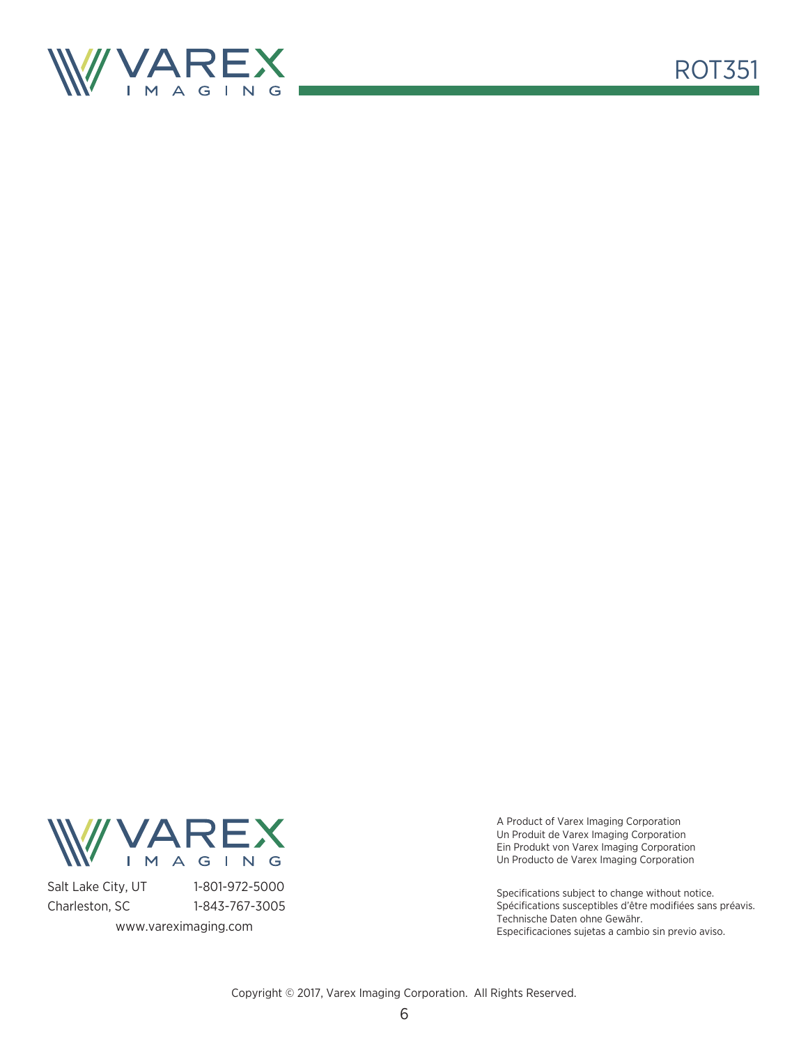Salt Lake City, UT 1-801-972-5000

Charleston, SC 1-843-767-3005

www.vareximaging.com

A Product of Varex Imaging Corporation
Un Produit de Varex Imaging Corporation
Ein Produkt von Varex Imaging Corporation
Un Producto de Varex Imaging Corporation

Specifications subject to change without notice.
Spécifications susceptibles d'être modifiées sans préavis.
Technische Daten ohne Gewähr.
Especificaciones sujetas a cambio sin previo aviso.

Copyright © 2017, Varex Imaging Corporation. All Rights Reserved.